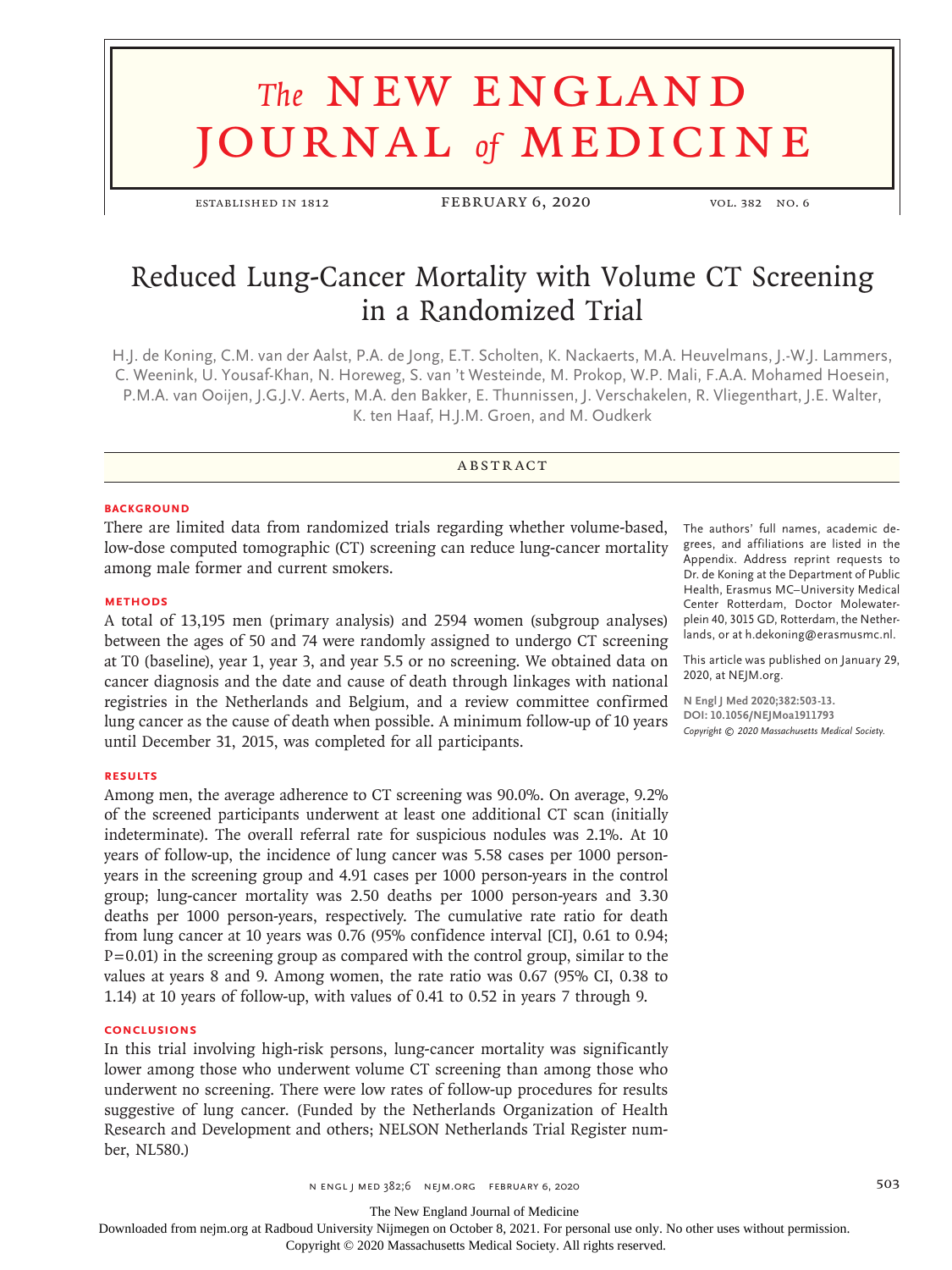# Reduced Lung-Cancer Mortality with Volume CT Screening in a Randomized Trial

H.J. de Koning, C.M. van der Aalst, P.A. de Jong, E.T. Scholten, K. Nackaerts, M.A. Heuvelmans, J.-W.J. Lammers, C. Weenink, U. Yousaf-Khan, N. Horeweg, S. van 't Westeinde, M. Prokop, W.P. Mali, F.A.A. Mohamed Hoesein, P.M.A. van Ooijen, J.G.J.V. Aerts, M.A. den Bakker, E. Thunnissen, J. Verschakelen, R. Vliegenthart, J.E. Walter, K. ten Haaf, H.J.M. Groen, and M. Oudkerk

## ABSTRACT

### BACKGROUND

There are limited data from randomized trials regarding whether volume-based, low-dose computed tomographic (CT) screening can reduce lung-cancer mortality among male former and current smokers.

### METHODS

A total of 13,195 men (primary analysis) and 2594 women (subgroup analyses) between the ages of 50 and 74 were randomly assigned to undergo CT screening at T0 (baseline), year 1, year 3, and year 5.5 or no screening. We obtained data on cancer diagnosis and the date and cause of death through linkages with national registries in the Netherlands and Belgium, and a review committee confirmed lung cancer as the cause of death when possible. A minimum follow-up of 10 years until December 31, 2015, was completed for all participants.

### RESULTS

Among men, the average adherence to CT screening was 90.0%. On average, 9.2% of the screened participants underwent at least one additional CT scan (initially indeterminate). The overall referral rate for suspicious nodules was 2.1%. At 10 years of follow-up, the incidence of lung cancer was 5.58 cases per 1000 person-years in the screening group and 4.91 cases per 1000 person-years in the control group; lung-cancer mortality was 2.50 deaths per 1000 person-years and 3.30 deaths per 1000 person-years, respectively. The cumulative rate ratio for death from lung cancer at 10 years was 0.76 (95% confidence interval [CI], 0.61 to 0.94; P=0.01) in the screening group as compared with the control group, similar to the values at years 8 and 9. Among women, the rate ratio was 0.67 (95% CI, 0.38 to 1.14) at 10 years of follow-up, with values of 0.41 to 0.52 in years 7 through 9.

### CONCLUSIONS

In this trial involving high-risk persons, lung-cancer mortality was significantly lower among those who underwent volume CT screening than among those who underwent no screening. There were low rates of follow-up procedures for results suggestive of lung cancer. (Funded by the Netherlands Organization of Health Research and Development and others; NELSON Netherlands Trial Register number, NL580.)

The authors' full names, academic degrees, and affiliations are listed in the Appendix. Address reprint requests to Dr. de Koning at the Department of Public Health, Erasmus MC–University Medical Center Rotterdam, Doctor Molewaterplein 40, 3015 GD, Rotterdam, the Netherlands, or at h.dekoning@erasmusmc.nl.

This article was published on January 29, 2020, at NEJM.org.

**N Engl J Med 2020;382:503-13.**
**DOI: 10.1056/NEJMoa1911793**
*Copyright © 2020 Massachusetts Medical Society.*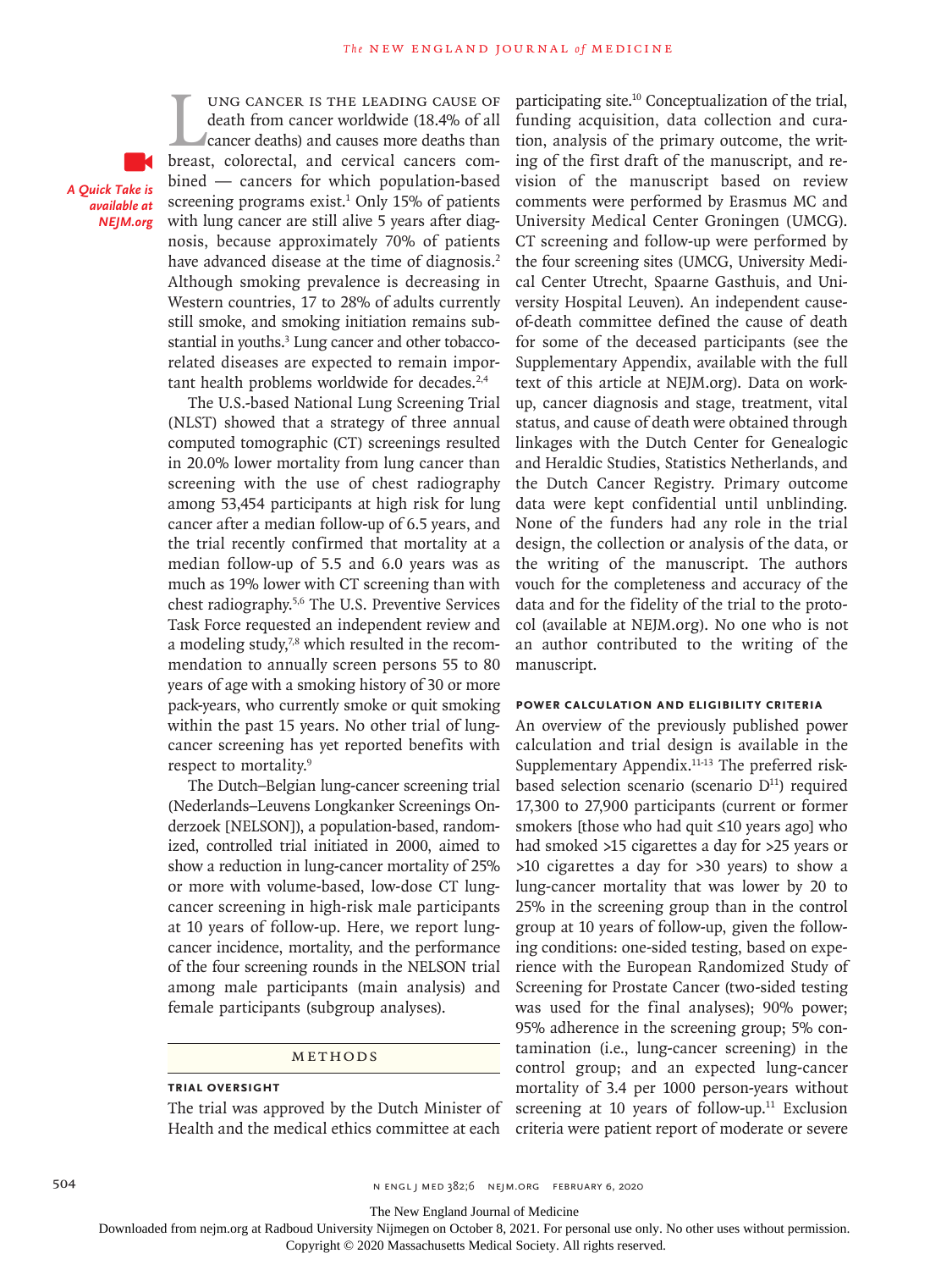Lung cancer is the leading cause of death from cancer worldwide (18.4% of all cancer deaths) and causes more deaths than breast, colorectal, and cervical cancers combined — cancers for which population-based screening programs exist.[1] Only 15% of patients with lung cancer are still alive 5 years after diagnosis, because approximately 70% of patients have advanced disease at the time of diagnosis.[2] Although smoking prevalence is decreasing in Western countries, 17 to 28% of adults currently still smoke, and smoking initiation remains substantial in youths.[3] Lung cancer and other tobacco-related diseases are expected to remain important health problems worldwide for decades.[2,4]

*A Quick Take is available at NEJM.org*

The U.S.-based National Lung Screening Trial (NLST) showed that a strategy of three annual computed tomographic (CT) screenings resulted in 20.0% lower mortality from lung cancer than screening with the use of chest radiography among 53,454 participants at high risk for lung cancer after a median follow-up of 6.5 years, and the trial recently confirmed that mortality at a median follow-up of 5.5 and 6.0 years was as much as 19% lower with CT screening than with chest radiography.[5,6] The U.S. Preventive Services Task Force requested an independent review and a modeling study,[7,8] which resulted in the recommendation to annually screen persons 55 to 80 years of age with a smoking history of 30 or more pack-years, who currently smoke or quit smoking within the past 15 years. No other trial of lung-cancer screening has yet reported benefits with respect to mortality.[9]

The Dutch–Belgian lung-cancer screening trial (Nederlands–Leuvens Longkanker Screenings Onderzoek [NELSON]), a population-based, randomized, controlled trial initiated in 2000, aimed to show a reduction in lung-cancer mortality of 25% or more with volume-based, low-dose CT lung-cancer screening in high-risk male participants at 10 years of follow-up. Here, we report lung-cancer incidence, mortality, and the performance of the four screening rounds in the NELSON trial among male participants (main analysis) and female participants (subgroup analyses).

## Methods

### Trial Oversight

The trial was approved by the Dutch Minister of Health and the medical ethics committee at each participating site.[10] Conceptualization of the trial, funding acquisition, data collection and curation, analysis of the primary outcome, the writing of the first draft of the manuscript, and revision of the manuscript based on review comments were performed by Erasmus MC and University Medical Center Groningen (UMCG). CT screening and follow-up were performed by the four screening sites (UMCG, University Medical Center Utrecht, Spaarne Gasthuis, and University Hospital Leuven). An independent cause-of-death committee defined the cause of death for some of the deceased participants (see the Supplementary Appendix, available with the full text of this article at NEJM.org). Data on work-up, cancer diagnosis and stage, treatment, vital status, and cause of death were obtained through linkages with the Dutch Center for Genealogic and Heraldic Studies, Statistics Netherlands, and the Dutch Cancer Registry. Primary outcome data were kept confidential until unblinding. None of the funders had any role in the trial design, the collection or analysis of the data, or the writing of the manuscript. The authors vouch for the completeness and accuracy of the data and for the fidelity of the trial to the protocol (available at NEJM.org). No one who is not an author contributed to the writing of the manuscript.

### Power Calculation and Eligibility Criteria

An overview of the previously published power calculation and trial design is available in the Supplementary Appendix.[11-13] The preferred risk-based selection scenario (scenario D[11]) required 17,300 to 27,900 participants (current or former smokers [those who had quit ≤10 years ago] who had smoked >15 cigarettes a day for >25 years or >10 cigarettes a day for >30 years) to show a lung-cancer mortality that was lower by 20 to 25% in the screening group than in the control group at 10 years of follow-up, given the following conditions: one-sided testing, based on experience with the European Randomized Study of Screening for Prostate Cancer (two-sided testing was used for the final analyses); 90% power; 95% adherence in the screening group; 5% contamination (i.e., lung-cancer screening) in the control group; and an expected lung-cancer mortality of 3.4 per 1000 person-years without screening at 10 years of follow-up.[11] Exclusion criteria were patient report of moderate or severe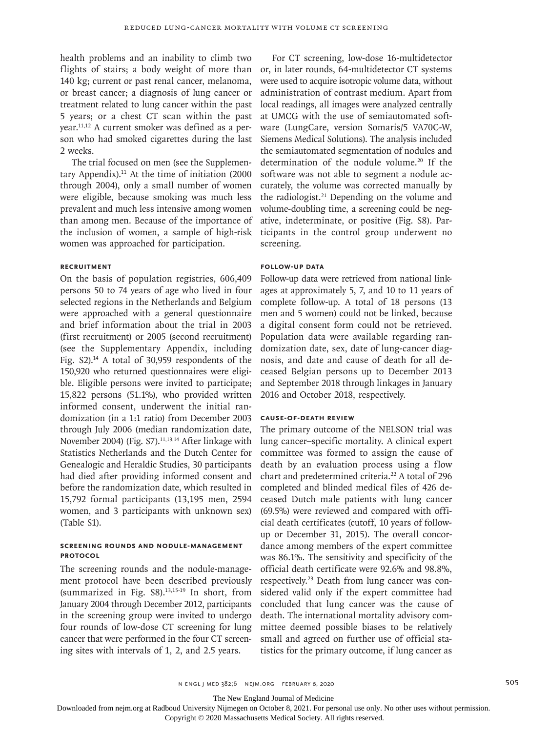health problems and an inability to climb two flights of stairs; a body weight of more than 140 kg; current or past renal cancer, melanoma, or breast cancer; a diagnosis of lung cancer or treatment related to lung cancer within the past 5 years; or a chest CT scan within the past year.[11,12] A current smoker was defined as a person who had smoked cigarettes during the last 2 weeks.

The trial focused on men (see the Supplementary Appendix).[11] At the time of initiation (2000 through 2004), only a small number of women were eligible, because smoking was much less prevalent and much less intensive among women than among men. Because of the importance of the inclusion of women, a sample of high-risk women was approached for participation.

### Recruitment

On the basis of population registries, 606,409 persons 50 to 74 years of age who lived in four selected regions in the Netherlands and Belgium were approached with a general questionnaire and brief information about the trial in 2003 (first recruitment) or 2005 (second recruitment) (see the Supplementary Appendix, including Fig. S2).[14] A total of 30,959 respondents of the 150,920 who returned questionnaires were eligible. Eligible persons were invited to participate; 15,822 persons (51.1%), who provided written informed consent, underwent the initial randomization (in a 1:1 ratio) from December 2003 through July 2006 (median randomization date, November 2004) (Fig. S7).[11,13,14] After linkage with Statistics Netherlands and the Dutch Center for Genealogic and Heraldic Studies, 30 participants had died after providing informed consent and before the randomization date, which resulted in 15,792 formal participants (13,195 men, 2594 women, and 3 participants with unknown sex) (Table S1).

### Screening Rounds and Nodule-Management Protocol

The screening rounds and the nodule-management protocol have been described previously (summarized in Fig. S8).[13,15-19] In short, from January 2004 through December 2012, participants in the screening group were invited to undergo four rounds of low-dose CT screening for lung cancer that were performed in the four CT screening sites with intervals of 1, 2, and 2.5 years.

For CT screening, low-dose 16-multidetector or, in later rounds, 64-multidetector CT systems were used to acquire isotropic volume data, without administration of contrast medium. Apart from local readings, all images were analyzed centrally at UMCG with the use of semiautomated software (LungCare, version Somaris/5 VA70C-W, Siemens Medical Solutions). The analysis included the semiautomated segmentation of nodules and determination of the nodule volume.[20] If the software was not able to segment a nodule accurately, the volume was corrected manually by the radiologist.[21] Depending on the volume and volume-doubling time, a screening could be negative, indeterminate, or positive (Fig. S8). Participants in the control group underwent no screening.

### Follow-up Data

Follow-up data were retrieved from national linkages at approximately 5, 7, and 10 to 11 years of complete follow-up. A total of 18 persons (13 men and 5 women) could not be linked, because a digital consent form could not be retrieved. Population data were available regarding randomization date, sex, date of lung-cancer diagnosis, and date and cause of death for all deceased Belgian persons up to December 2013 and September 2018 through linkages in January 2016 and October 2018, respectively.

### Cause-of-Death Review

The primary outcome of the NELSON trial was lung cancer–specific mortality. A clinical expert committee was formed to assign the cause of death by an evaluation process using a flow chart and predetermined criteria.[22] A total of 296 completed and blinded medical files of 426 deceased Dutch male patients with lung cancer (69.5%) were reviewed and compared with official death certificates (cutoff, 10 years of follow-up or December 31, 2015). The overall concordance among members of the expert committee was 86.1%. The sensitivity and specificity of the official death certificate were 92.6% and 98.8%, respectively.[23] Death from lung cancer was considered valid only if the expert committee had concluded that lung cancer was the cause of death. The international mortality advisory committee deemed possible biases to be relatively small and agreed on further use of official statistics for the primary outcome, if lung cancer as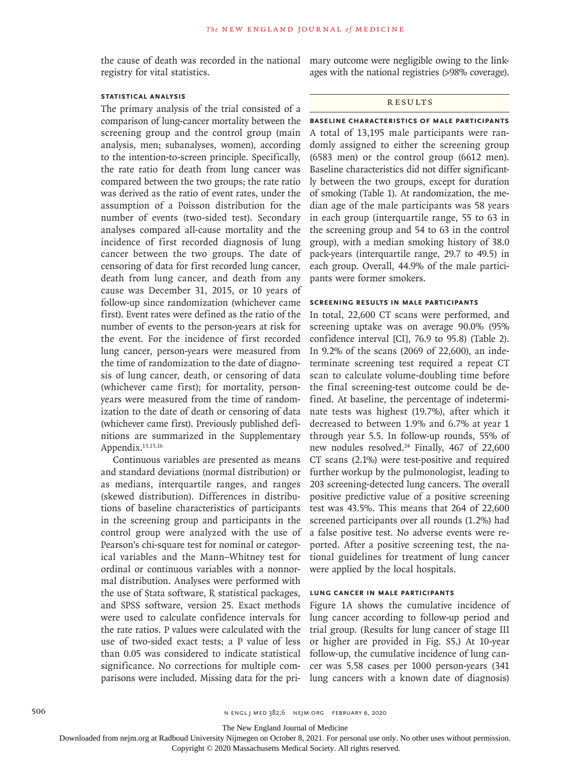the cause of death was recorded in the national registry for vital statistics.

### STATISTICAL ANALYSIS

The primary analysis of the trial consisted of a comparison of lung-cancer mortality between the screening group and the control group (main analysis, men; subanalyses, women), according to the intention-to-screen principle. Specifically, the rate ratio for death from lung cancer was compared between the two groups; the rate ratio was derived as the ratio of event rates, under the assumption of a Poisson distribution for the number of events (two-sided test). Secondary analyses compared all-cause mortality and the incidence of first recorded diagnosis of lung cancer between the two groups. The date of censoring of data for first recorded lung cancer, death from lung cancer, and death from any cause was December 31, 2015, or 10 years of follow-up since randomization (whichever came first). Event rates were defined as the ratio of the number of events to the person-years at risk for the event. For the incidence of first recorded lung cancer, person-years were measured from the time of randomization to the date of diagnosis of lung cancer, death, or censoring of data (whichever came first); for mortality, person-years were measured from the time of randomization to the date of death or censoring of data (whichever came first). Previously published definitions are summarized in the Supplementary Appendix.[13,15,16]

Continuous variables are presented as means and standard deviations (normal distribution) or as medians, interquartile ranges, and ranges (skewed distribution). Differences in distributions of baseline characteristics of participants in the screening group and participants in the control group were analyzed with the use of Pearson's chi-square test for nominal or categorical variables and the Mann–Whitney test for ordinal or continuous variables with a nonnormal distribution. Analyses were performed with the use of Stata software, R statistical packages, and SPSS software, version 25. Exact methods were used to calculate confidence intervals for the rate ratios. P values were calculated with the use of two-sided exact tests; a P value of less than 0.05 was considered to indicate statistical significance. No corrections for multiple comparisons were included. Missing data for the primary outcome were negligible owing to the linkages with the national registries (>98% coverage).

## RESULTS

### BASELINE CHARACTERISTICS OF MALE PARTICIPANTS

A total of 13,195 male participants were randomly assigned to either the screening group (6583 men) or the control group (6612 men). Baseline characteristics did not differ significantly between the two groups, except for duration of smoking (Table 1). At randomization, the median age of the male participants was 58 years in each group (interquartile range, 55 to 63 in the screening group and 54 to 63 in the control group), with a median smoking history of 38.0 pack-years (interquartile range, 29.7 to 49.5) in each group. Overall, 44.9% of the male participants were former smokers.

### SCREENING RESULTS IN MALE PARTICIPANTS

In total, 22,600 CT scans were performed, and screening uptake was on average 90.0% (95% confidence interval [CI], 76.9 to 95.8) (Table 2). In 9.2% of the scans (2069 of 22,600), an indeterminate screening test required a repeat CT scan to calculate volume-doubling time before the final screening-test outcome could be defined. At baseline, the percentage of indeterminate tests was highest (19.7%), after which it decreased to between 1.9% and 6.7% at year 1 through year 5.5. In follow-up rounds, 55% of new nodules resolved.[24] Finally, 467 of 22,600 CT scans (2.1%) were test-positive and required further workup by the pulmonologist, leading to 203 screening-detected lung cancers. The overall positive predictive value of a positive screening test was 43.5%. This means that 264 of 22,600 screened participants over all rounds (1.2%) had a false positive test. No adverse events were reported. After a positive screening test, the national guidelines for treatment of lung cancer were applied by the local hospitals.

### LUNG CANCER IN MALE PARTICIPANTS

Figure 1A shows the cumulative incidence of lung cancer according to follow-up period and trial group. (Results for lung cancer of stage III or higher are provided in Fig. S5.) At 10-year follow-up, the cumulative incidence of lung cancer was 5.58 cases per 1000 person-years (341 lung cancers with a known date of diagnosis)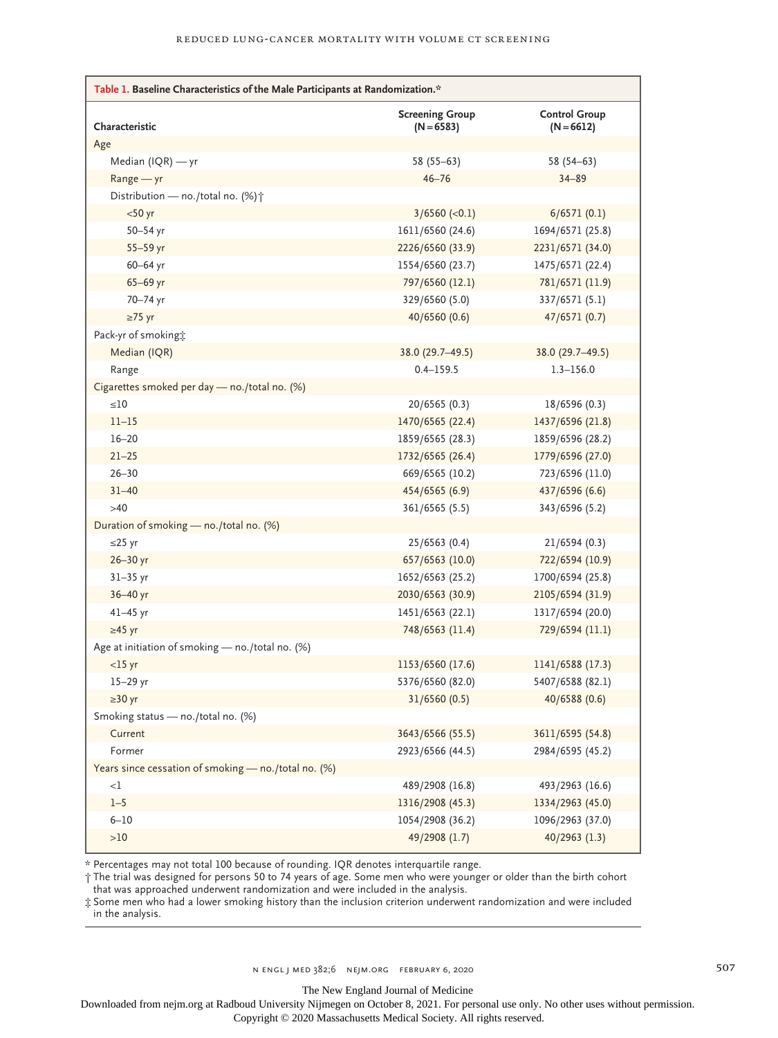**Table 1. Baseline Characteristics of the Male Participants at Randomization.***

| Characteristic | Screening Group (N=6583) | Control Group (N=6612) |
|---|---|---|
| **Age** | | |
| Median (IQR) — yr | 58 (55–63) | 58 (54–63) |
| Range — yr | 46–76 | 34–89 |
| Distribution — no./total no. (%)† | | |
| <50 yr | 3/6560 (<0.1) | 6/6571 (0.1) |
| 50–54 yr | 1611/6560 (24.6) | 1694/6571 (25.8) |
| 55–59 yr | 2226/6560 (33.9) | 2231/6571 (34.0) |
| 60–64 yr | 1554/6560 (23.7) | 1475/6571 (22.4) |
| 65–69 yr | 797/6560 (12.1) | 781/6571 (11.9) |
| 70–74 yr | 329/6560 (5.0) | 337/6571 (5.1) |
| ≥75 yr | 40/6560 (0.6) | 47/6571 (0.7) |
| **Pack-yr of smoking‡** | | |
| Median (IQR) | 38.0 (29.7–49.5) | 38.0 (29.7–49.5) |
| Range | 0.4–159.5 | 1.3–156.0 |
| **Cigarettes smoked per day — no./total no. (%)** | | |
| ≤10 | 20/6565 (0.3) | 18/6596 (0.3) |
| 11–15 | 1470/6565 (22.4) | 1437/6596 (21.8) |
| 16–20 | 1859/6565 (28.3) | 1859/6596 (28.2) |
| 21–25 | 1732/6565 (26.4) | 1779/6596 (27.0) |
| 26–30 | 669/6565 (10.2) | 723/6596 (11.0) |
| 31–40 | 454/6565 (6.9) | 437/6596 (6.6) |
| >40 | 361/6565 (5.5) | 343/6596 (5.2) |
| **Duration of smoking — no./total no. (%)** | | |
| ≤25 yr | 25/6563 (0.4) | 21/6594 (0.3) |
| 26–30 yr | 657/6563 (10.0) | 722/6594 (10.9) |
| 31–35 yr | 1652/6563 (25.2) | 1700/6594 (25.8) |
| 36–40 yr | 2030/6563 (30.9) | 2105/6594 (31.9) |
| 41–45 yr | 1451/6563 (22.1) | 1317/6594 (20.0) |
| ≥45 yr | 748/6563 (11.4) | 729/6594 (11.1) |
| **Age at initiation of smoking — no./total no. (%)** | | |
| <15 yr | 1153/6560 (17.6) | 1141/6588 (17.3) |
| 15–29 yr | 5376/6560 (82.0) | 5407/6588 (82.1) |
| ≥30 yr | 31/6560 (0.5) | 40/6588 (0.6) |
| **Smoking status — no./total no. (%)** | | |
| Current | 3643/6566 (55.5) | 3611/6595 (54.8) |
| Former | 2923/6566 (44.5) | 2984/6595 (45.2) |
| **Years since cessation of smoking — no./total no. (%)** | | |
| <1 | 489/2908 (16.8) | 493/2963 (16.6) |
| 1–5 | 1316/2908 (45.3) | 1334/2963 (45.0) |
| 6–10 | 1054/2908 (36.2) | 1096/2963 (37.0) |
| >10 | 49/2908 (1.7) | 40/2963 (1.3) |

* Percentages may not total 100 because of rounding. IQR denotes interquartile range.

† The trial was designed for persons 50 to 74 years of age. Some men who were younger or older than the birth cohort that was approached underwent randomization and were included in the analysis.

‡ Some men who had a lower smoking history than the inclusion criterion underwent randomization and were included in the analysis.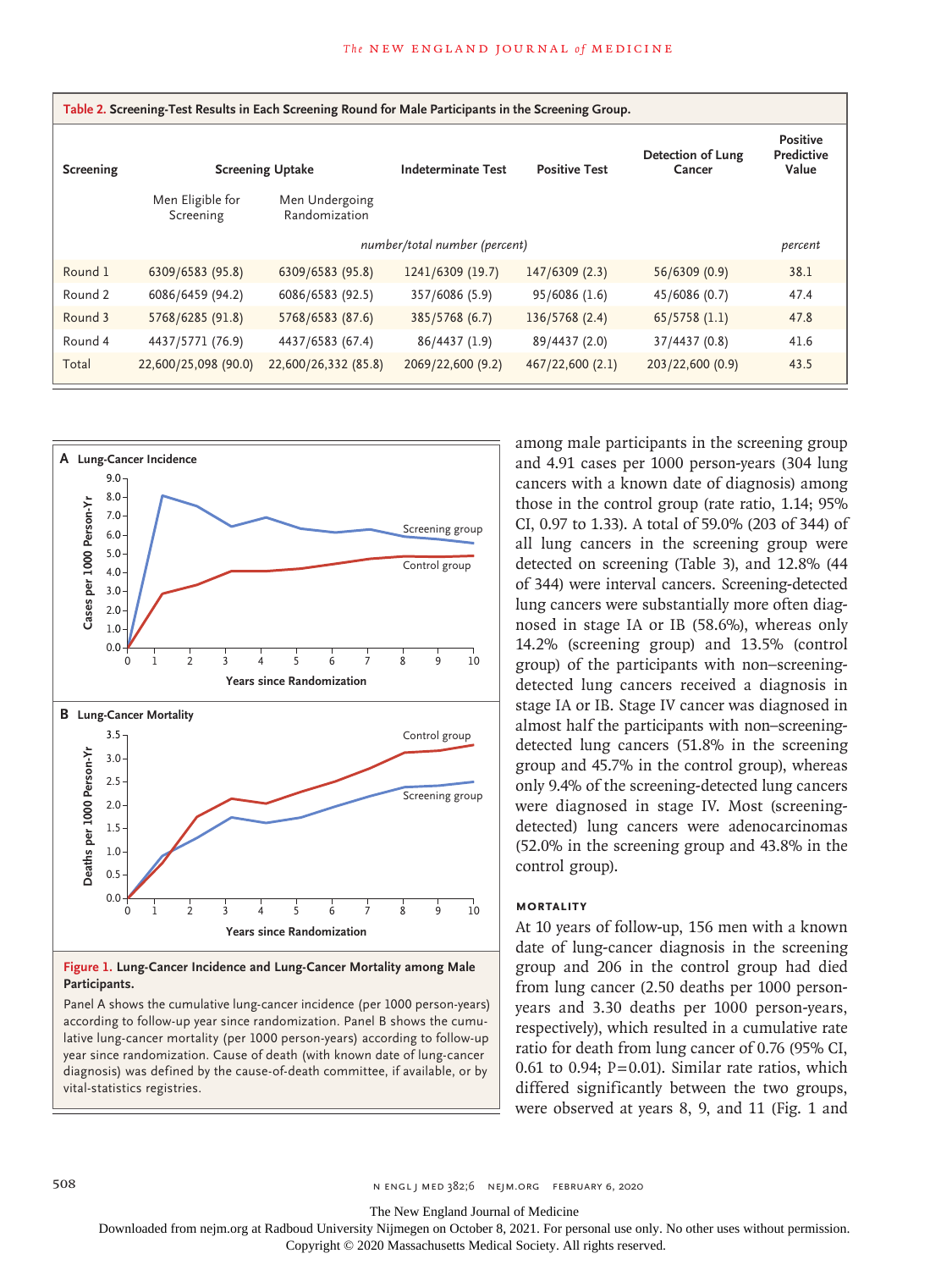**Table 2. Screening-Test Results in Each Screening Round for Male Participants in the Screening Group.**

| Screening | Screening Uptake | | Indeterminate Test | Positive Test | Detection of Lung Cancer | Positive Predictive Value |
|---|---|---|---|---|---|---|
| | Men Eligible for Screening | Men Undergoing Randomization | | | | |
| | *number/total number (percent)* | | | | | *percent* |
| Round 1 | 6309/6583 (95.8) | 6309/6583 (95.8) | 1241/6309 (19.7) | 147/6309 (2.3) | 56/6309 (0.9) | 38.1 |
| Round 2 | 6086/6459 (94.2) | 6086/6583 (92.5) | 357/6086 (5.9) | 95/6086 (1.6) | 45/6086 (0.7) | 47.4 |
| Round 3 | 5768/6285 (91.8) | 5768/6583 (87.6) | 385/5768 (6.7) | 136/5768 (2.4) | 65/5758 (1.1) | 47.8 |
| Round 4 | 4437/5771 (76.9) | 4437/6583 (67.4) | 86/4437 (1.9) | 89/4437 (2.0) | 37/4437 (0.8) | 41.6 |
| Total | 22,600/25,098 (90.0) | 22,600/26,332 (85.8) | 2069/22,600 (9.2) | 467/22,600 (2.1) | 203/22,600 (0.9) | 43.5 |

**Figure 1. Lung-Cancer Incidence and Lung-Cancer Mortality among Male Participants.**

Panel A shows the cumulative lung-cancer incidence (per 1000 person-years) according to follow-up year since randomization. Panel B shows the cumulative lung-cancer mortality (per 1000 person-years) according to follow-up year since randomization. Cause of death (with known date of lung-cancer diagnosis) was defined by the cause-of-death committee, if available, or by vital-statistics registries.

among male participants in the screening group and 4.91 cases per 1000 person-years (304 lung cancers with a known date of diagnosis) among those in the control group (rate ratio, 1.14; 95% CI, 0.97 to 1.33). A total of 59.0% (203 of 344) of all lung cancers in the screening group were detected on screening (Table 3), and 12.8% (44 of 344) were interval cancers. Screening-detected lung cancers were substantially more often diagnosed in stage IA or IB (58.6%), whereas only 14.2% (screening group) and 13.5% (control group) of the participants with non–screening-detected lung cancers received a diagnosis in stage IA or IB. Stage IV cancer was diagnosed in almost half the participants with non–screening-detected lung cancers (51.8% in the screening group and 45.7% in the control group), whereas only 9.4% of the screening-detected lung cancers were diagnosed in stage IV. Most (screening-detected) lung cancers were adenocarcinomas (52.0% in the screening group and 43.8% in the control group).

### Mortality

At 10 years of follow-up, 156 men with a known date of lung-cancer diagnosis in the screening group and 206 in the control group had died from lung cancer (2.50 deaths per 1000 person-years and 3.30 deaths per 1000 person-years, respectively), which resulted in a cumulative rate ratio for death from lung cancer of 0.76 (95% CI, 0.61 to 0.94; P=0.01). Similar rate ratios, which differed significantly between the two groups, were observed at years 8, 9, and 11 (Fig. 1 and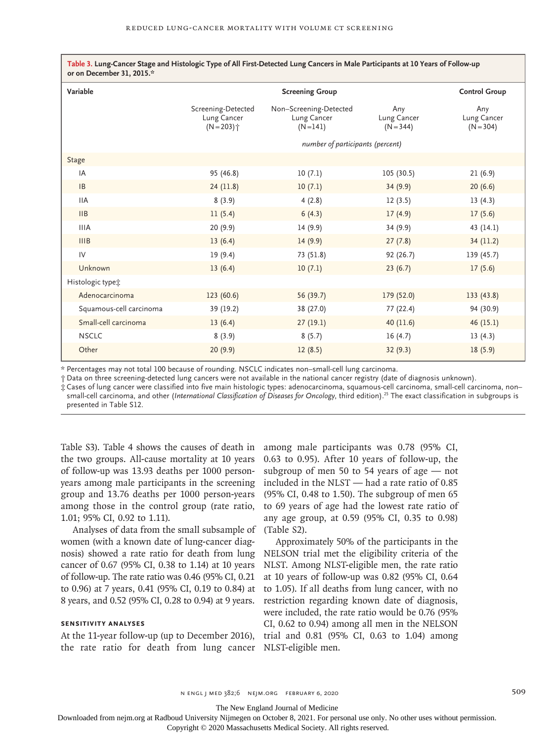**Table 3. Lung-Cancer Stage and Histologic Type of All First-Detected Lung Cancers in Male Participants at 10 Years of Follow-up or on December 31, 2015.***

| Variable | Screening Group | | | Control Group |
|---|---|---|---|---|
| | Screening-Detected Lung Cancer (N=203)† | Non–Screening-Detected Lung Cancer (N=141) | Any Lung Cancer (N=344) | Any Lung Cancer (N=304) |
| | *number of participants (percent)* | | | |
| Stage | | | | |
| IA | 95 (46.8) | 10 (7.1) | 105 (30.5) | 21 (6.9) |
| IB | 24 (11.8) | 10 (7.1) | 34 (9.9) | 20 (6.6) |
| IIA | 8 (3.9) | 4 (2.8) | 12 (3.5) | 13 (4.3) |
| IIB | 11 (5.4) | 6 (4.3) | 17 (4.9) | 17 (5.6) |
| IIIA | 20 (9.9) | 14 (9.9) | 34 (9.9) | 43 (14.1) |
| IIIB | 13 (6.4) | 14 (9.9) | 27 (7.8) | 34 (11.2) |
| IV | 19 (9.4) | 73 (51.8) | 92 (26.7) | 139 (45.7) |
| Unknown | 13 (6.4) | 10 (7.1) | 23 (6.7) | 17 (5.6) |
| Histologic type‡ | | | | |
| Adenocarcinoma | 123 (60.6) | 56 (39.7) | 179 (52.0) | 133 (43.8) |
| Squamous-cell carcinoma | 39 (19.2) | 38 (27.0) | 77 (22.4) | 94 (30.9) |
| Small-cell carcinoma | 13 (6.4) | 27 (19.1) | 40 (11.6) | 46 (15.1) |
| NSCLC | 8 (3.9) | 8 (5.7) | 16 (4.7) | 13 (4.3) |
| Other | 20 (9.9) | 12 (8.5) | 32 (9.3) | 18 (5.9) |

\* Percentages may not total 100 because of rounding. NSCLC indicates non–small-cell lung carcinoma.

† Data on three screening-detected lung cancers were not available in the national cancer registry (date of diagnosis unknown).

‡ Cases of lung cancer were classified into five main histologic types: adenocarcinoma, squamous-cell carcinoma, small-cell carcinoma, non–small-cell carcinoma, and other (*International Classification of Diseases for Oncology*, third edition).[25] The exact classification in subgroups is presented in Table S12.

Table S3). Table 4 shows the causes of death in the two groups. All-cause mortality at 10 years of follow-up was 13.93 deaths per 1000 person-years among male participants in the screening group and 13.76 deaths per 1000 person-years among those in the control group (rate ratio, 1.01; 95% CI, 0.92 to 1.11).

Analyses of data from the small subsample of women (with a known date of lung-cancer diagnosis) showed a rate ratio for death from lung cancer of 0.67 (95% CI, 0.38 to 1.14) at 10 years of follow-up. The rate ratio was 0.46 (95% CI, 0.21 to 0.96) at 7 years, 0.41 (95% CI, 0.19 to 0.84) at 8 years, and 0.52 (95% CI, 0.28 to 0.94) at 9 years.

### SENSITIVITY ANALYSES

At the 11-year follow-up (up to December 2016), the rate ratio for death from lung cancer among male participants was 0.78 (95% CI, 0.63 to 0.95). After 10 years of follow-up, the subgroup of men 50 to 54 years of age — not included in the NLST — had a rate ratio of 0.85 (95% CI, 0.48 to 1.50). The subgroup of men 65 to 69 years of age had the lowest rate ratio of any age group, at 0.59 (95% CI, 0.35 to 0.98) (Table S2).

Approximately 50% of the participants in the NELSON trial met the eligibility criteria of the NLST. Among NLST-eligible men, the rate ratio at 10 years of follow-up was 0.82 (95% CI, 0.64 to 1.05). If all deaths from lung cancer, with no restriction regarding known date of diagnosis, were included, the rate ratio would be 0.76 (95% CI, 0.62 to 0.94) among all men in the NELSON trial and 0.81 (95% CI, 0.63 to 1.04) among NLST-eligible men.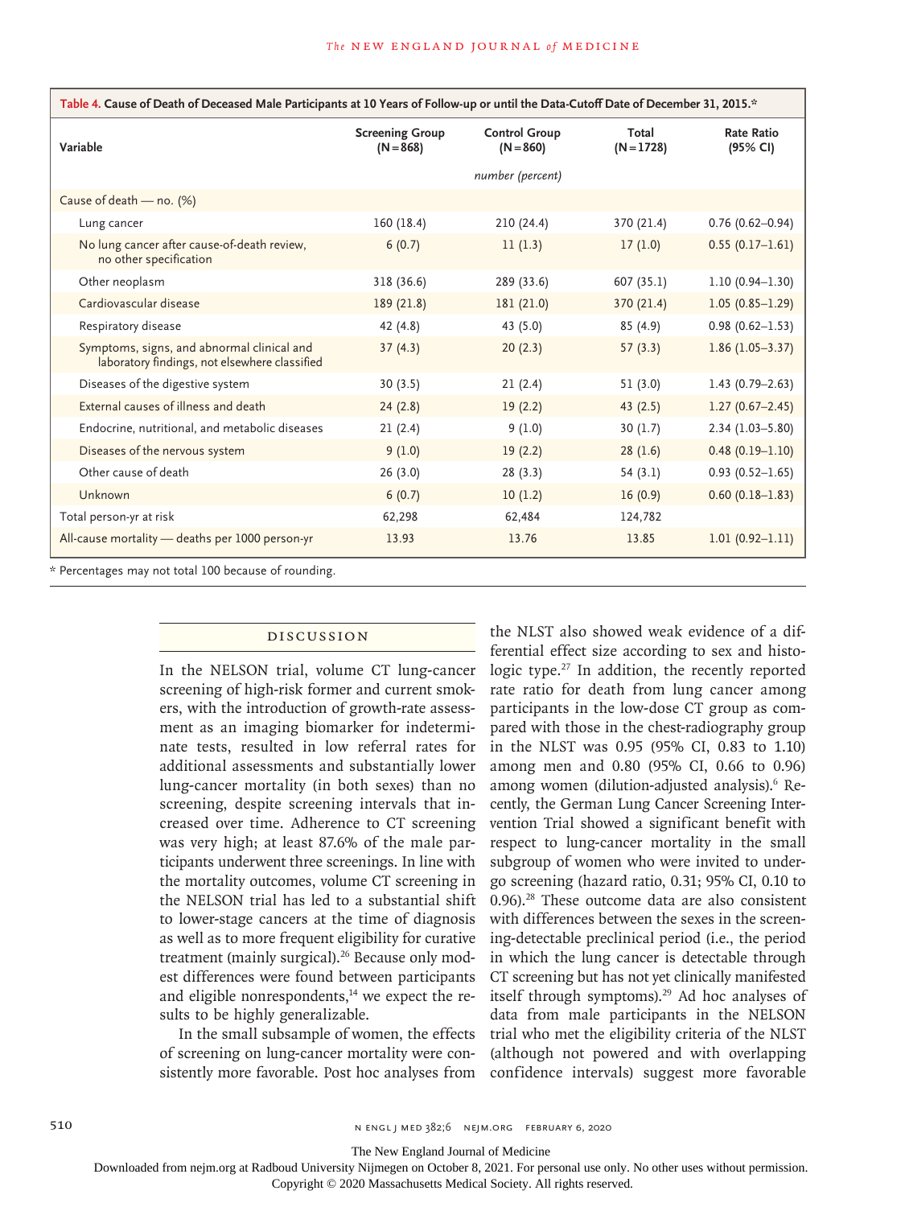**Table 4. Cause of Death of Deceased Male Participants at 10 Years of Follow-up or until the Data-Cutoff Date of December 31, 2015.***

| Variable | Screening Group (N=868) | Control Group (N=860) | Total (N=1728) | Rate Ratio (95% CI) |
|---|---|---|---|---|
| | *number (percent)* | | | |
| Cause of death — no. (%) | | | | |
| Lung cancer | 160 (18.4) | 210 (24.4) | 370 (21.4) | 0.76 (0.62–0.94) |
| No lung cancer after cause-of-death review, no other specification | 6 (0.7) | 11 (1.3) | 17 (1.0) | 0.55 (0.17–1.61) |
| Other neoplasm | 318 (36.6) | 289 (33.6) | 607 (35.1) | 1.10 (0.94–1.30) |
| Cardiovascular disease | 189 (21.8) | 181 (21.0) | 370 (21.4) | 1.05 (0.85–1.29) |
| Respiratory disease | 42 (4.8) | 43 (5.0) | 85 (4.9) | 0.98 (0.62–1.53) |
| Symptoms, signs, and abnormal clinical and laboratory findings, not elsewhere classified | 37 (4.3) | 20 (2.3) | 57 (3.3) | 1.86 (1.05–3.37) |
| Diseases of the digestive system | 30 (3.5) | 21 (2.4) | 51 (3.0) | 1.43 (0.79–2.63) |
| External causes of illness and death | 24 (2.8) | 19 (2.2) | 43 (2.5) | 1.27 (0.67–2.45) |
| Endocrine, nutritional, and metabolic diseases | 21 (2.4) | 9 (1.0) | 30 (1.7) | 2.34 (1.03–5.80) |
| Diseases of the nervous system | 9 (1.0) | 19 (2.2) | 28 (1.6) | 0.48 (0.19–1.10) |
| Other cause of death | 26 (3.0) | 28 (3.3) | 54 (3.1) | 0.93 (0.52–1.65) |
| Unknown | 6 (0.7) | 10 (1.2) | 16 (0.9) | 0.60 (0.18–1.83) |
| Total person-yr at risk | 62,298 | 62,484 | 124,782 | |
| All-cause mortality — deaths per 1000 person-yr | 13.93 | 13.76 | 13.85 | 1.01 (0.92–1.11) |

\* Percentages may not total 100 because of rounding.

## Discussion

In the NELSON trial, volume CT lung-cancer screening of high-risk former and current smokers, with the introduction of growth-rate assessment as an imaging biomarker for indeterminate tests, resulted in low referral rates for additional assessments and substantially lower lung-cancer mortality (in both sexes) than no screening, despite screening intervals that increased over time. Adherence to CT screening was very high; at least 87.6% of the male participants underwent three screenings. In line with the mortality outcomes, volume CT screening in the NELSON trial has led to a substantial shift to lower-stage cancers at the time of diagnosis as well as to more frequent eligibility for curative treatment (mainly surgical).[26] Because only modest differences were found between participants and eligible nonrespondents,[14] we expect the results to be highly generalizable.

In the small subsample of women, the effects of screening on lung-cancer mortality were consistently more favorable. Post hoc analyses from the NLST also showed weak evidence of a differential effect size according to sex and histologic type.[27] In addition, the recently reported rate ratio for death from lung cancer among participants in the low-dose CT group as compared with those in the chest-radiography group in the NLST was 0.95 (95% CI, 0.83 to 1.10) among men and 0.80 (95% CI, 0.66 to 0.96) among women (dilution-adjusted analysis).[6] Recently, the German Lung Cancer Screening Intervention Trial showed a significant benefit with respect to lung-cancer mortality in the small subgroup of women who were invited to undergo screening (hazard ratio, 0.31; 95% CI, 0.10 to 0.96).[28] These outcome data are also consistent with differences between the sexes in the screening-detectable preclinical period (i.e., the period in which the lung cancer is detectable through CT screening but has not yet clinically manifested itself through symptoms).[29] Ad hoc analyses of data from male participants in the NELSON trial who met the eligibility criteria of the NLST (although not powered and with overlapping confidence intervals) suggest more favorable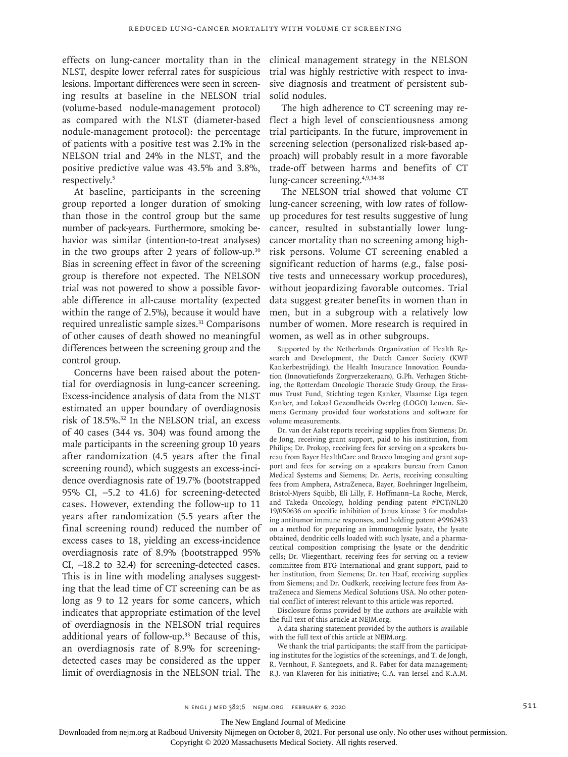effects on lung-cancer mortality than in the NLST, despite lower referral rates for suspicious lesions. Important differences were seen in screening results at baseline in the NELSON trial (volume-based nodule-management protocol) as compared with the NLST (diameter-based nodule-management protocol): the percentage of patients with a positive test was 2.1% in the NELSON trial and 24% in the NLST, and the positive predictive value was 43.5% and 3.8%, respectively.[5]

At baseline, participants in the screening group reported a longer duration of smoking than those in the control group but the same number of pack-years. Furthermore, smoking behavior was similar (intention-to-treat analyses) in the two groups after 2 years of follow-up.[30] Bias in screening effect in favor of the screening group is therefore not expected. The NELSON trial was not powered to show a possible favorable difference in all-cause mortality (expected within the range of 2.5%), because it would have required unrealistic sample sizes.[31] Comparisons of other causes of death showed no meaningful differences between the screening group and the control group.

Concerns have been raised about the potential for overdiagnosis in lung-cancer screening. Excess-incidence analysis of data from the NLST estimated an upper boundary of overdiagnosis risk of 18.5%.[32] In the NELSON trial, an excess of 40 cases (344 vs. 304) was found among the male participants in the screening group 10 years after randomization (4.5 years after the final screening round), which suggests an excess-incidence overdiagnosis rate of 19.7% (bootstrapped 95% CI, −5.2 to 41.6) for screening-detected cases. However, extending the follow-up to 11 years after randomization (5.5 years after the final screening round) reduced the number of excess cases to 18, yielding an excess-incidence overdiagnosis rate of 8.9% (bootstrapped 95% CI, −18.2 to 32.4) for screening-detected cases. This is in line with modeling analyses suggesting that the lead time of CT screening can be as long as 9 to 12 years for some cancers, which indicates that appropriate estimation of the level of overdiagnosis in the NELSON trial requires additional years of follow-up.[33] Because of this, an overdiagnosis rate of 8.9% for screening-detected cases may be considered as the upper limit of overdiagnosis in the NELSON trial. The clinical management strategy in the NELSON trial was highly restrictive with respect to invasive diagnosis and treatment of persistent subsolid nodules.

The high adherence to CT screening may reflect a high level of conscientiousness among trial participants. In the future, improvement in screening selection (personalized risk-based approach) will probably result in a more favorable trade-off between harms and benefits of CT lung-cancer screening.[4,9,34-38]

The NELSON trial showed that volume CT lung-cancer screening, with low rates of follow-up procedures for test results suggestive of lung cancer, resulted in substantially lower lung-cancer mortality than no screening among high-risk persons. Volume CT screening enabled a significant reduction of harms (e.g., false positive tests and unnecessary workup procedures), without jeopardizing favorable outcomes. Trial data suggest greater benefits in women than in men, but in a subgroup with a relatively low number of women. More research is required in women, as well as in other subgroups.

Supported by the Netherlands Organization of Health Research and Development, the Dutch Cancer Society (KWF Kankerbestrijding), the Health Insurance Innovation Foundation (Innovatiefonds Zorgverzekeraars), G.Ph. Verhagen Stichting, the Rotterdam Oncologic Thoracic Study Group, the Erasmus Trust Fund, Stichting tegen Kanker, Vlaamse Liga tegen Kanker, and Lokaal Gezondheids Overleg (LOGO) Leuven. Siemens Germany provided four workstations and software for volume measurements.

Dr. van der Aalst reports receiving supplies from Siemens; Dr. de Jong, receiving grant support, paid to his institution, from Philips; Dr. Prokop, receiving fees for serving on a speakers bureau from Bayer HealthCare and Bracco Imaging and grant support and fees for serving on a speakers bureau from Canon Medical Systems and Siemens; Dr. Aerts, receiving consulting fees from Amphera, AstraZeneca, Bayer, Boehringer Ingelheim, Bristol-Myers Squibb, Eli Lilly, F. Hoffmann–La Roche, Merck, and Takeda Oncology, holding pending patent #PCT/NL2019/050636 on specific inhibition of Janus kinase 3 for modulating antitumor immune responses, and holding patent #9962433 on a method for preparing an immunogenic lysate, the lysate obtained, dendritic cells loaded with such lysate, and a pharmaceutical composition comprising the lysate or the dendritic cells; Dr. Vliegenthart, receiving fees for serving on a review committee from BTG International and grant support, paid to her institution, from Siemens; Dr. ten Haaf, receiving supplies from Siemens; and Dr. Oudkerk, receiving lecture fees from AstraZeneca and Siemens Medical Solutions USA. No other potential conflict of interest relevant to this article was reported.

Disclosure forms provided by the authors are available with the full text of this article at NEJM.org.

A data sharing statement provided by the authors is available with the full text of this article at NEJM.org.

We thank the trial participants; the staff from the participating institutes for the logistics of the screenings, and T. de Jongh, R. Vernhout, F. Santegoets, and R. Faber for data management; R.J. van Klaveren for his initiative; C.A. van Iersel and K.A.M.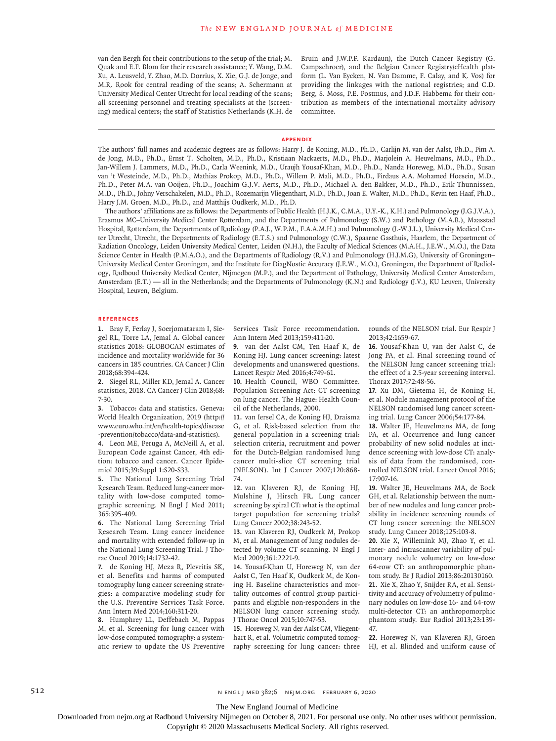van den Bergh for their contributions to the setup of the trial; M. Quak and E.F. Blom for their research assistance; Y. Wang, D.M. Xu, A. Leusveld, Y. Zhao, M.D. Dorrius, X. Xie, G.J. de Jonge, and M.R. Rook for central reading of the scans; A. Schermann at University Medical Center Utrecht for local reading of the scans; all screening personnel and treating specialists at the (screening) medical centers; the staff of Statistics Netherlands (K.H. de Bruin and J.W.P.F. Kardaun), the Dutch Cancer Registry (G. Campschroer), and the Belgian Cancer Registry/eHealth platform (L. Van Eycken, N. Van Damme, F. Calay, and K. Vos) for providing the linkages with the national registries; and C.D. Berg, S. Moss, P.E. Postmus, and J.D.F. Habbema for their contribution as members of the international mortality advisory committee.

## APPENDIX

The authors' full names and academic degrees are as follows: Harry J. de Koning, M.D., Ph.D., Carlijn M. van der Aalst, Ph.D., Pim A. de Jong, M.D., Ph.D., Ernst T. Scholten, M.D., Ph.D., Kristiaan Nackaerts, M.D., Ph.D., Marjolein A. Heuvelmans, M.D., Ph.D., Jan-Willem J. Lammers, M.D., Ph.D., Carla Weenink, M.D., Uraujh Yousaf-Khan, M.D., Ph.D., Nanda Horeweg, M.D., Ph.D., Susan van 't Westeinde, M.D., Ph.D., Mathias Prokop, M.D., Ph.D., Willem P. Mali, M.D., Ph.D., Firdaus A.A. Mohamed Hoesein, M.D., Ph.D., Peter M.A. van Ooijen, Ph.D., Joachim G.J.V. Aerts, M.D., Ph.D., Michael A. den Bakker, M.D., Ph.D., Erik Thunnissen, M.D., Ph.D., Johny Verschakelen, M.D., Ph.D., Rozemarijn Vliegenthart, M.D., Ph.D., Joan E. Walter, M.D., Ph.D., Kevin ten Haaf, Ph.D., Harry J.M. Groen, M.D., Ph.D., and Matthijs Oudkerk, M.D., Ph.D.

The authors' affiliations are as follows: the Departments of Public Health (H.J.K., C.M.A., U.Y.-K., K.H.) and Pulmonology (J.G.J.V.A.), Erasmus MC–University Medical Center Rotterdam, and the Departments of Pulmonology (S.W.) and Pathology (M.A.B.), Maasstad Hospital, Rotterdam, the Departments of Radiology (P.A.J., W.P.M., F.A.A.M.H.) and Pulmonology (J.-W.J.L.), University Medical Center Utrecht, Utrecht, the Departments of Radiology (E.T.S.) and Pulmonology (C.W.), Spaarne Gasthuis, Haarlem, the Department of Radiation Oncology, Leiden University Medical Center, Leiden (N.H.), the Faculty of Medical Sciences (M.A.H., J.E.W., M.O.), the Data Science Center in Health (P.M.A.O.), and the Departments of Radiology (R.V.) and Pulmonology (H.J.M.G), University of Groningen–University Medical Center Groningen, and the Institute for DiagNostic Accuracy (J.E.W., M.O.), Groningen, the Department of Radiology, Radboud University Medical Center, Nijmegen (M.P.), and the Department of Pathology, University Medical Center Amsterdam, Amsterdam (E.T.) — all in the Netherlands; and the Departments of Pulmonology (K.N.) and Radiology (J.V.), KU Leuven, University Hospital, Leuven, Belgium.

## REFERENCES

1. Bray F, Ferlay J, Soerjomataram I, Siegel RL, Torre LA, Jemal A. Global cancer statistics 2018: GLOBOCAN estimates of incidence and mortality worldwide for 36 cancers in 185 countries. CA Cancer J Clin 2018;68:394-424.
2. Siegel RL, Miller KD, Jemal A. Cancer statistics, 2018. CA Cancer J Clin 2018;68:7-30.
3. Tobacco: data and statistics. Geneva: World Health Organization, 2019 (http://www.euro.who.int/en/health-topics/disease-prevention/tobacco/data-and-statistics).
4. Leon ME, Peruga A, McNeill A, et al. European Code against Cancer, 4th edition: tobacco and cancer. Cancer Epidemiol 2015;39:Suppl 1:S20-S33.
5. The National Lung Screening Trial Research Team. Reduced lung-cancer mortality with low-dose computed tomographic screening. N Engl J Med 2011;365:395-409.
6. The National Lung Screening Trial Research Team. Lung cancer incidence and mortality with extended follow-up in the National Lung Screening Trial. J Thorac Oncol 2019;14:1732-42.
7. de Koning HJ, Meza R, Plevritis SK, et al. Benefits and harms of computed tomography lung cancer screening strategies: a comparative modeling study for the U.S. Preventive Services Task Force. Ann Intern Med 2014;160:311-20.
8. Humphrey LL, Deffebach M, Pappas M, et al. Screening for lung cancer with low-dose computed tomography: a systematic review to update the US Preventive Services Task Force recommendation. Ann Intern Med 2013;159:411-20.
9. van der Aalst CM, Ten Haaf K, de Koning HJ. Lung cancer screening: latest developments and unanswered questions. Lancet Respir Med 2016;4:749-61.
10. Health Council, WBO Committee. Population Screening Act: CT screening on lung cancer. The Hague: Health Council of the Netherlands, 2000.
11. van Iersel CA, de Koning HJ, Draisma G, et al. Risk-based selection from the general population in a screening trial: selection criteria, recruitment and power for the Dutch-Belgian randomised lung cancer multi-slice CT screening trial (NELSON). Int J Cancer 2007;120:868-74.
12. van Klaveren RJ, de Koning HJ, Mulshine J, Hirsch FR. Lung cancer screening by spiral CT: what is the optimal target population for screening trials? Lung Cancer 2002;38:243-52.
13. van Klaveren RJ, Oudkerk M, Prokop M, et al. Management of lung nodules detected by volume CT scanning. N Engl J Med 2009;361:2221-9.
14. Yousaf-Khan U, Horeweg N, van der Aalst C, Ten Haaf K, Oudkerk M, de Koning H. Baseline characteristics and mortality outcomes of control group participants and eligible non-responders in the NELSON lung cancer screening study. J Thorac Oncol 2015;10:747-53.
15. Horeweg N, van der Aalst CM, Vliegenthart R, et al. Volumetric computed tomography screening for lung cancer: three rounds of the NELSON trial. Eur Respir J 2013;42:1659-67.
16. Yousaf-Khan U, van der Aalst C, de Jong PA, et al. Final screening round of the NELSON lung cancer screening trial: the effect of a 2.5-year screening interval. Thorax 2017;72:48-56.
17. Xu DM, Gietema H, de Koning H, et al. Nodule management protocol of the NELSON randomised lung cancer screening trial. Lung Cancer 2006;54:177-84.
18. Walter JE, Heuvelmans MA, de Jong PA, et al. Occurrence and lung cancer probability of new solid nodules at incidence screening with low-dose CT: analysis of data from the randomised, controlled NELSON trial. Lancet Oncol 2016;17:907-16.
19. Walter JE, Heuvelmans MA, de Bock GH, et al. Relationship between the number of new nodules and lung cancer probability in incidence screening rounds of CT lung cancer screening: the NELSON study. Lung Cancer 2018;125:103-8.
20. Xie X, Willemink MJ, Zhao Y, et al. Inter- and intrascanner variability of pulmonary nodule volumetry on low-dose 64-row CT: an anthropomorphic phantom study. Br J Radiol 2013;86:20130160.
21. Xie X, Zhao Y, Snijder RA, et al. Sensitivity and accuracy of volumetry of pulmonary nodules on low-dose 16- and 64-row multi-detector CT: an anthropomorphic phantom study. Eur Radiol 2013;23:139-47.
22. Horeweg N, van Klaveren RJ, Groen HJ, et al. Blinded and uniform cause of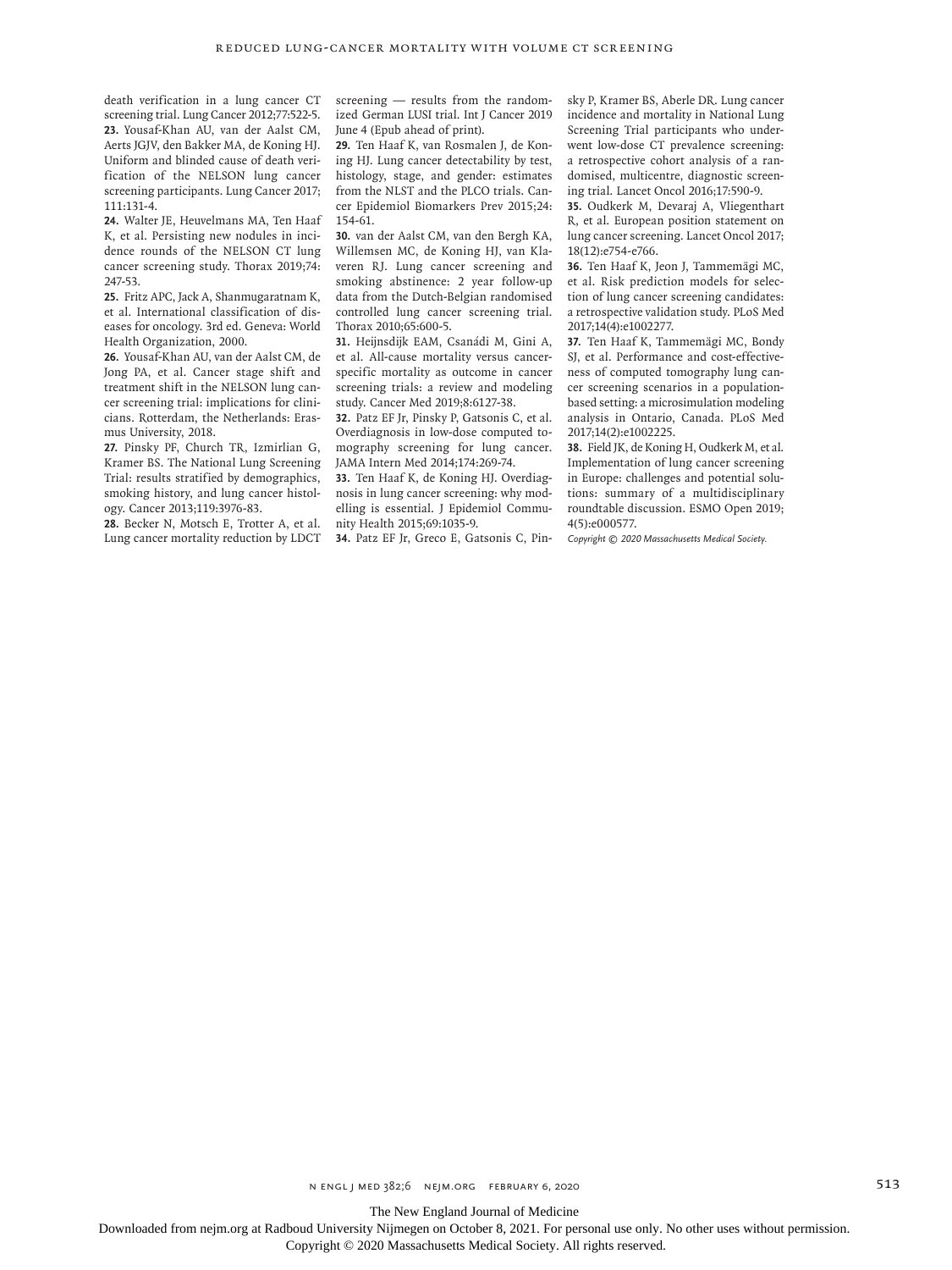death verification in a lung cancer CT screening trial. Lung Cancer 2012;77:522-5.

**23.** Yousaf-Khan AU, van der Aalst CM, Aerts JGJV, den Bakker MA, de Koning HJ. Uniform and blinded cause of death verification of the NELSON lung cancer screening participants. Lung Cancer 2017; 111:131-4.

**24.** Walter JE, Heuvelmans MA, Ten Haaf K, et al. Persisting new nodules in incidence rounds of the NELSON CT lung cancer screening study. Thorax 2019;74: 247-53.

**25.** Fritz APC, Jack A, Shanmugaratnam K, et al. International classification of diseases for oncology. 3rd ed. Geneva: World Health Organization, 2000.

**26.** Yousaf-Khan AU, van der Aalst CM, de Jong PA, et al. Cancer stage shift and treatment shift in the NELSON lung cancer screening trial: implications for clinicians. Rotterdam, the Netherlands: Erasmus University, 2018.

**27.** Pinsky PF, Church TR, Izmirlian G, Kramer BS. The National Lung Screening Trial: results stratified by demographics, smoking history, and lung cancer histology. Cancer 2013;119:3976-83.

**28.** Becker N, Motsch E, Trotter A, et al. Lung cancer mortality reduction by LDCT screening — results from the randomized German LUSI trial. Int J Cancer 2019 June 4 (Epub ahead of print).

**29.** Ten Haaf K, van Rosmalen J, de Koning HJ. Lung cancer detectability by test, histology, stage, and gender: estimates from the NLST and the PLCO trials. Cancer Epidemiol Biomarkers Prev 2015;24: 154-61.

**30.** van der Aalst CM, van den Bergh KA, Willemsen MC, de Koning HJ, van Klaveren RJ. Lung cancer screening and smoking abstinence: 2 year follow-up data from the Dutch-Belgian randomised controlled lung cancer screening trial. Thorax 2010;65:600-5.

**31.** Heijnsdijk EAM, Csanádi M, Gini A, et al. All-cause mortality versus cancer-specific mortality as outcome in cancer screening trials: a review and modeling study. Cancer Med 2019;8:6127-38.

**32.** Patz EF Jr, Pinsky P, Gatsonis C, et al. Overdiagnosis in low-dose computed tomography screening for lung cancer. JAMA Intern Med 2014;174:269-74.

**33.** Ten Haaf K, de Koning HJ. Overdiagnosis in lung cancer screening: why modelling is essential. J Epidemiol Community Health 2015;69:1035-9.

**34.** Patz EF Jr, Greco E, Gatsonis C, Pinsky P, Kramer BS, Aberle DR. Lung cancer incidence and mortality in National Lung Screening Trial participants who underwent low-dose CT prevalence screening: a retrospective cohort analysis of a randomised, multicentre, diagnostic screening trial. Lancet Oncol 2016;17:590-9.

**35.** Oudkerk M, Devaraj A, Vliegenthart R, et al. European position statement on lung cancer screening. Lancet Oncol 2017; 18(12):e754-e766.

**36.** Ten Haaf K, Jeon J, Tammemägi MC, et al. Risk prediction models for selection of lung cancer screening candidates: a retrospective validation study. PLoS Med 2017;14(4):e1002277.

**37.** Ten Haaf K, Tammemägi MC, Bondy SJ, et al. Performance and cost-effectiveness of computed tomography lung cancer screening scenarios in a population-based setting: a microsimulation modeling analysis in Ontario, Canada. PLoS Med 2017;14(2):e1002225.

**38.** Field JK, de Koning H, Oudkerk M, et al. Implementation of lung cancer screening in Europe: challenges and potential solutions: summary of a multidisciplinary roundtable discussion. ESMO Open 2019; 4(5):e000577.

*Copyright © 2020 Massachusetts Medical Society.*